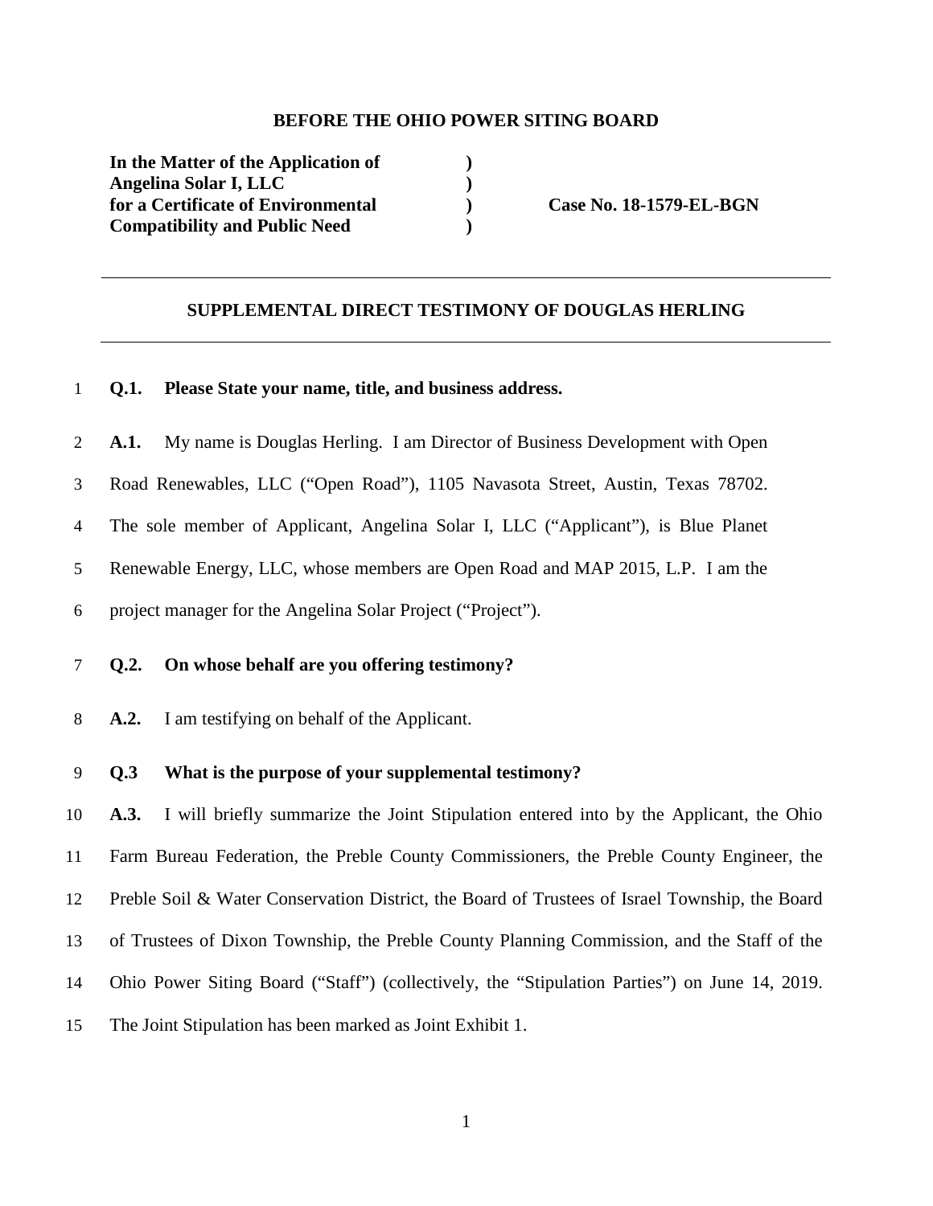**BEFORE THE OHIO POWER SITING BOARD**

| | | |
|---|---|---|
| **In the Matter of the Application of Angelina Solar I, LLC for a Certificate of Environmental Compatibility and Public Need** | **)<br>)<br>)<br>)** | **Case No. 18-1579-EL-BGN** |

---

**SUPPLEMENTAL DIRECT TESTIMONY OF DOUGLAS HERLING**

---

**Q.1. Please State your name, title, and business address.**

**A.1.** My name is Douglas Herling. I am Director of Business Development with Open Road Renewables, LLC ("Open Road"), 1105 Navasota Street, Austin, Texas 78702. The sole member of Applicant, Angelina Solar I, LLC ("Applicant"), is Blue Planet Renewable Energy, LLC, whose members are Open Road and MAP 2015, L.P. I am the project manager for the Angelina Solar Project ("Project").

**Q.2. On whose behalf are you offering testimony?**

**A.2.** I am testifying on behalf of the Applicant.

**Q.3 What is the purpose of your supplemental testimony?**

**A.3.** I will briefly summarize the Joint Stipulation entered into by the Applicant, the Ohio Farm Bureau Federation, the Preble County Commissioners, the Preble County Engineer, the Preble Soil & Water Conservation District, the Board of Trustees of Israel Township, the Board of Trustees of Dixon Township, the Preble County Planning Commission, and the Staff of the Ohio Power Siting Board ("Staff") (collectively, the "Stipulation Parties") on June 14, 2019. The Joint Stipulation has been marked as Joint Exhibit 1.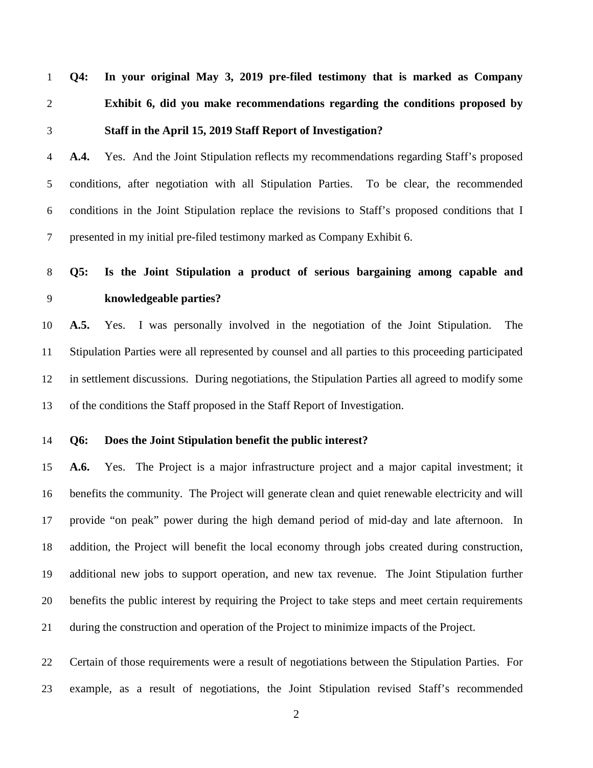**Q4: In your original May 3, 2019 pre-filed testimony that is marked as Company Exhibit 6, did you make recommendations regarding the conditions proposed by Staff in the April 15, 2019 Staff Report of Investigation?**

**A.4.** Yes. And the Joint Stipulation reflects my recommendations regarding Staff's proposed conditions, after negotiation with all Stipulation Parties. To be clear, the recommended conditions in the Joint Stipulation replace the revisions to Staff's proposed conditions that I presented in my initial pre-filed testimony marked as Company Exhibit 6.

**Q5: Is the Joint Stipulation a product of serious bargaining among capable and knowledgeable parties?**

**A.5.** Yes. I was personally involved in the negotiation of the Joint Stipulation. The Stipulation Parties were all represented by counsel and all parties to this proceeding participated in settlement discussions. During negotiations, the Stipulation Parties all agreed to modify some of the conditions the Staff proposed in the Staff Report of Investigation.

**Q6: Does the Joint Stipulation benefit the public interest?**

**A.6.** Yes. The Project is a major infrastructure project and a major capital investment; it benefits the community. The Project will generate clean and quiet renewable electricity and will provide "on peak" power during the high demand period of mid-day and late afternoon. In addition, the Project will benefit the local economy through jobs created during construction, additional new jobs to support operation, and new tax revenue. The Joint Stipulation further benefits the public interest by requiring the Project to take steps and meet certain requirements during the construction and operation of the Project to minimize impacts of the Project.

Certain of those requirements were a result of negotiations between the Stipulation Parties. For example, as a result of negotiations, the Joint Stipulation revised Staff's recommended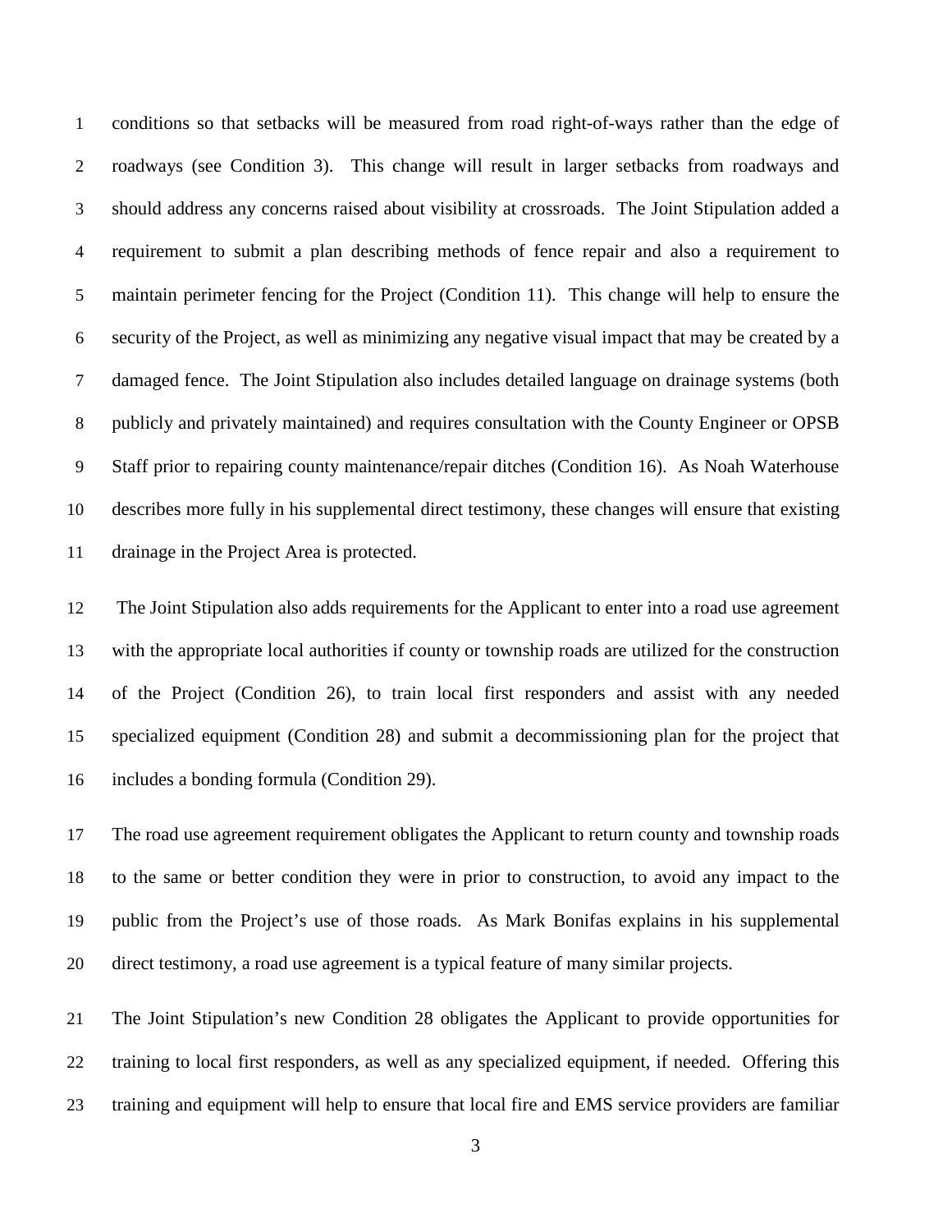conditions so that setbacks will be measured from road right-of-ways rather than the edge of roadways (see Condition 3). This change will result in larger setbacks from roadways and should address any concerns raised about visibility at crossroads. The Joint Stipulation added a requirement to submit a plan describing methods of fence repair and also a requirement to maintain perimeter fencing for the Project (Condition 11). This change will help to ensure the security of the Project, as well as minimizing any negative visual impact that may be created by a damaged fence. The Joint Stipulation also includes detailed language on drainage systems (both publicly and privately maintained) and requires consultation with the County Engineer or OPSB Staff prior to repairing county maintenance/repair ditches (Condition 16). As Noah Waterhouse describes more fully in his supplemental direct testimony, these changes will ensure that existing drainage in the Project Area is protected.

The Joint Stipulation also adds requirements for the Applicant to enter into a road use agreement with the appropriate local authorities if county or township roads are utilized for the construction of the Project (Condition 26), to train local first responders and assist with any needed specialized equipment (Condition 28) and submit a decommissioning plan for the project that includes a bonding formula (Condition 29).

The road use agreement requirement obligates the Applicant to return county and township roads to the same or better condition they were in prior to construction, to avoid any impact to the public from the Project's use of those roads. As Mark Bonifas explains in his supplemental direct testimony, a road use agreement is a typical feature of many similar projects.

The Joint Stipulation's new Condition 28 obligates the Applicant to provide opportunities for training to local first responders, as well as any specialized equipment, if needed. Offering this training and equipment will help to ensure that local fire and EMS service providers are familiar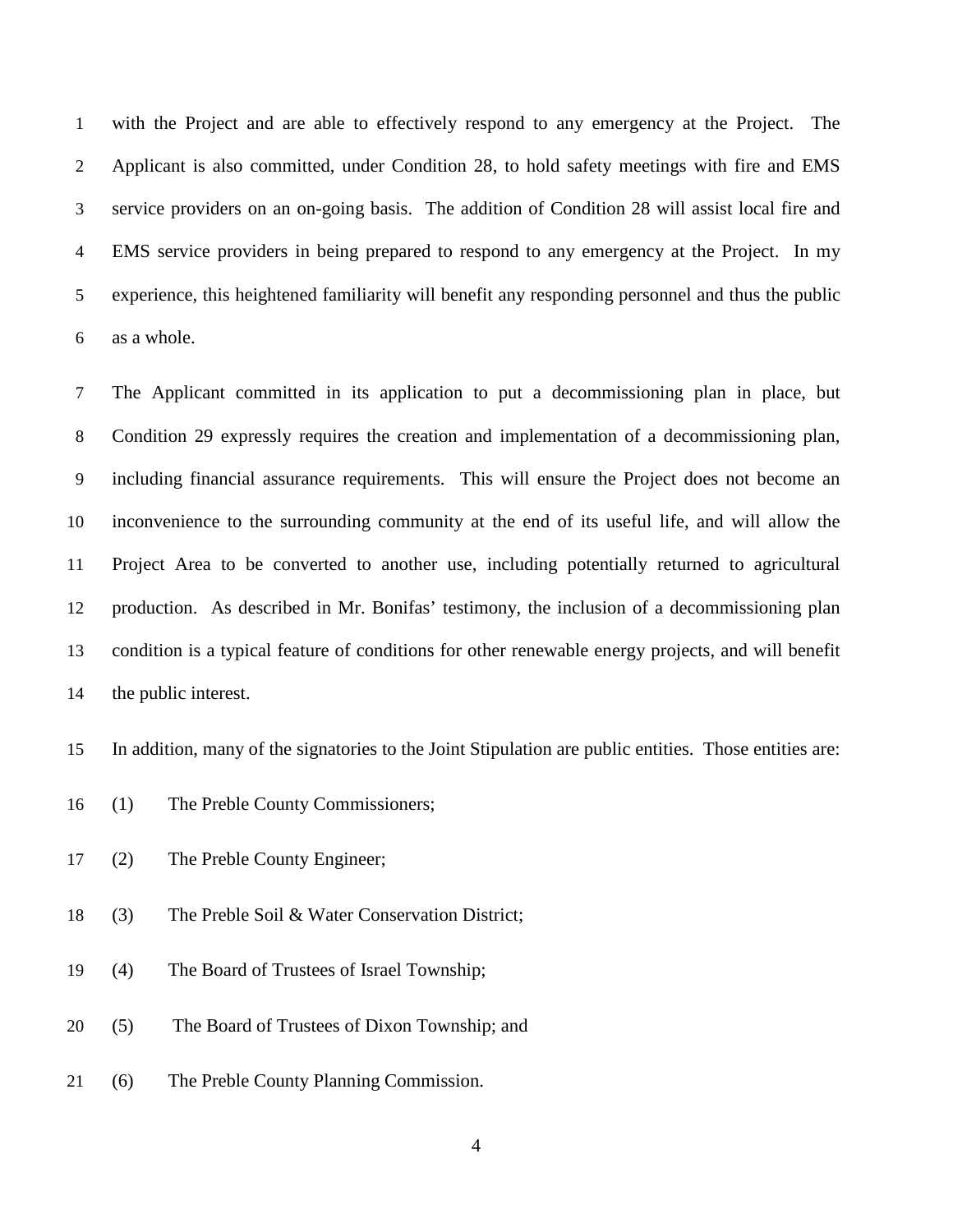with the Project and are able to effectively respond to any emergency at the Project. The Applicant is also committed, under Condition 28, to hold safety meetings with fire and EMS service providers on an on-going basis. The addition of Condition 28 will assist local fire and EMS service providers in being prepared to respond to any emergency at the Project. In my experience, this heightened familiarity will benefit any responding personnel and thus the public as a whole.

The Applicant committed in its application to put a decommissioning plan in place, but Condition 29 expressly requires the creation and implementation of a decommissioning plan, including financial assurance requirements. This will ensure the Project does not become an inconvenience to the surrounding community at the end of its useful life, and will allow the Project Area to be converted to another use, including potentially returned to agricultural production. As described in Mr. Bonifas' testimony, the inclusion of a decommissioning plan condition is a typical feature of conditions for other renewable energy projects, and will benefit the public interest.

In addition, many of the signatories to the Joint Stipulation are public entities. Those entities are:

(1) The Preble County Commissioners;

(2) The Preble County Engineer;

(3) The Preble Soil & Water Conservation District;

(4) The Board of Trustees of Israel Township;

(5) The Board of Trustees of Dixon Township; and

(6) The Preble County Planning Commission.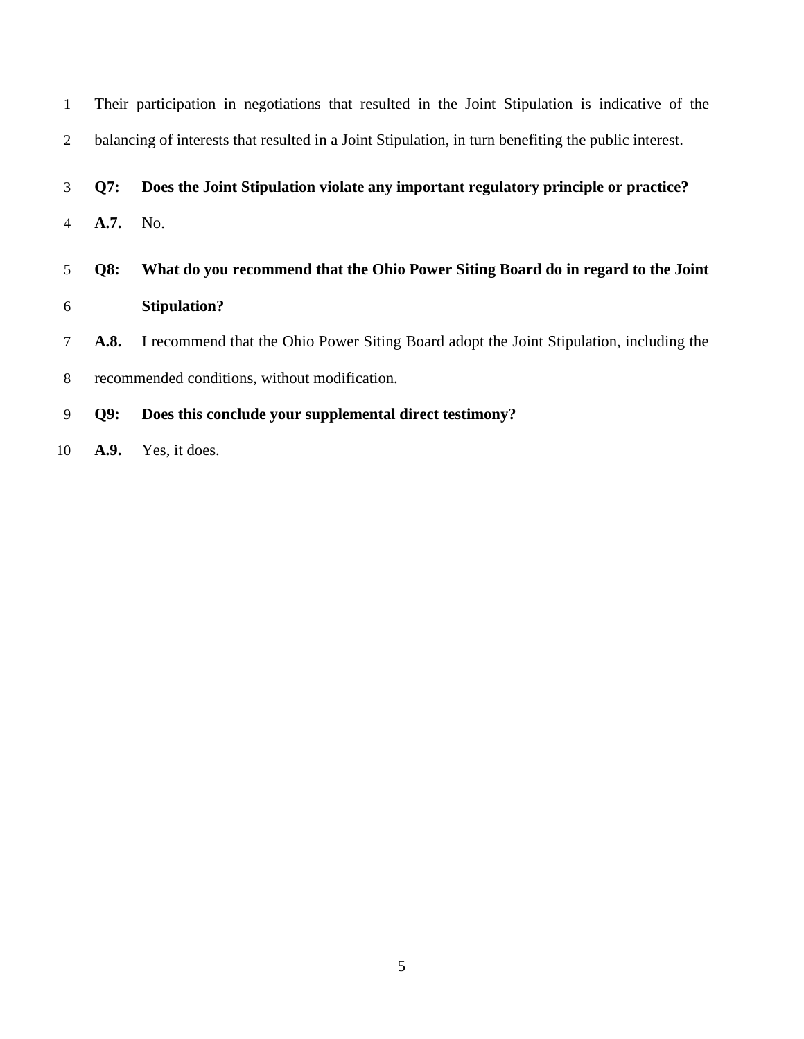Their participation in negotiations that resulted in the Joint Stipulation is indicative of the balancing of interests that resulted in a Joint Stipulation, in turn benefiting the public interest.

**Q7: Does the Joint Stipulation violate any important regulatory principle or practice?**

**A.7.** No.

**Q8: What do you recommend that the Ohio Power Siting Board do in regard to the Joint Stipulation?**

**A.8.** I recommend that the Ohio Power Siting Board adopt the Joint Stipulation, including the recommended conditions, without modification.

**Q9: Does this conclude your supplemental direct testimony?**

**A.9.** Yes, it does.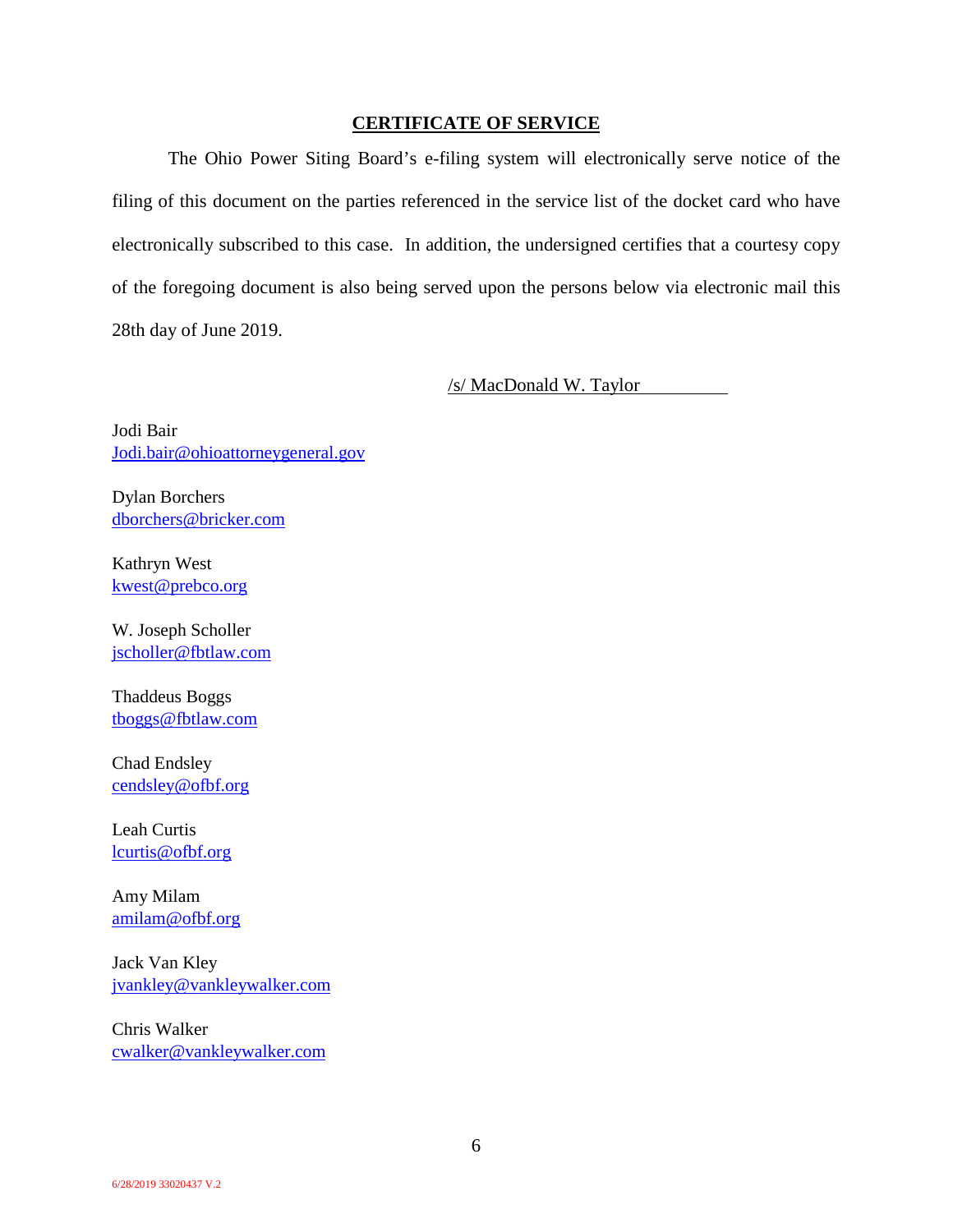## CERTIFICATE OF SERVICE

The Ohio Power Siting Board's e-filing system will electronically serve notice of the filing of this document on the parties referenced in the service list of the docket card who have electronically subscribed to this case. In addition, the undersigned certifies that a courtesy copy of the foregoing document is also being served upon the persons below via electronic mail this 28th day of June 2019.

/s/ MacDonald W. Taylor

Jodi Bair
Jodi.bair@ohioattorneygeneral.gov

Dylan Borchers
dborchers@bricker.com

Kathryn West
kwest@prebco.org

W. Joseph Scholler
jscholler@fbtlaw.com

Thaddeus Boggs
tboggs@fbtlaw.com

Chad Endsley
cendsley@ofbf.org

Leah Curtis
lcurtis@ofbf.org

Amy Milam
amilam@ofbf.org

Jack Van Kley
jvankley@vankleywalker.com

Chris Walker
cwalker@vankleywalker.com

6/28/2019 33020437 V.2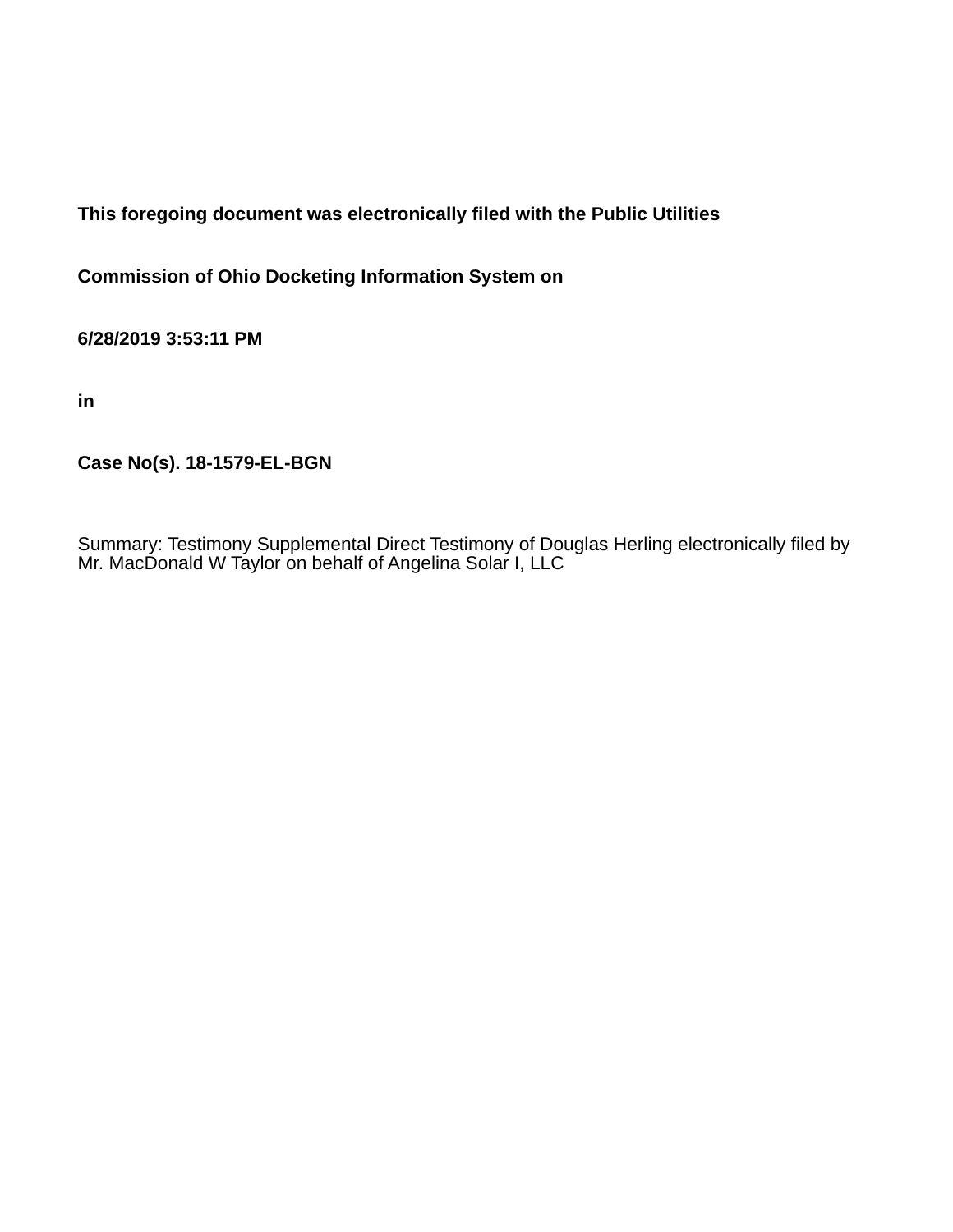**This foregoing document was electronically filed with the Public Utilities**

**Commission of Ohio Docketing Information System on**

**6/28/2019 3:53:11 PM**

**in**

**Case No(s). 18-1579-EL-BGN**

Summary: Testimony Supplemental Direct Testimony of Douglas Herling electronically filed by Mr. MacDonald W Taylor on behalf of Angelina Solar I, LLC